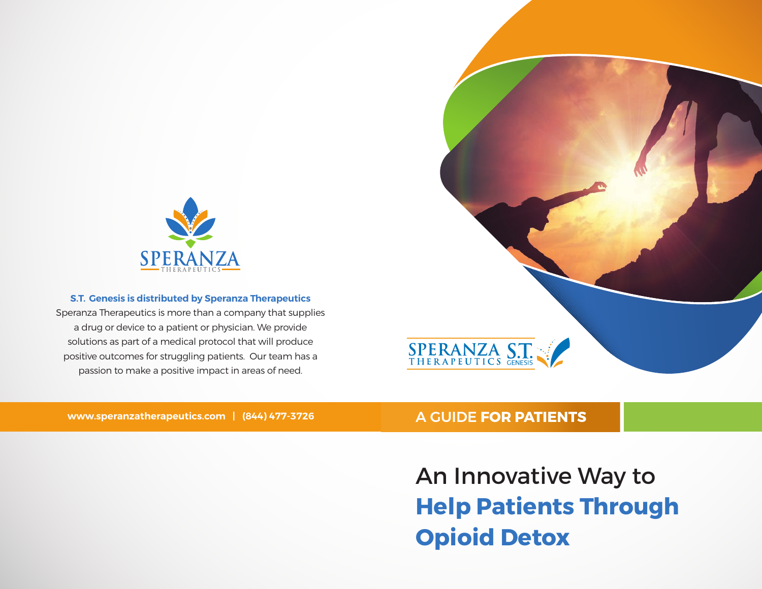SPERANZA THERAPEUTICS

**S.T. Genesis is distributed by Speranza Therapeutics**

Speranza Therapeutics is more than a company that supplies a drug or device to a patient or physician. We provide solutions as part of a medical protocol that will produce positive outcomes for struggling patients. Our team has a passion to make a positive impact in areas of need.

**www.speranzatherapeutics.com | (844) 477-3726**

SPERANZA THERAPEUTICS S.T. GENESIS

A GUIDE **FOR PATIENTS**

# An Innovative Way to **Help Patients Through Opioid Detox**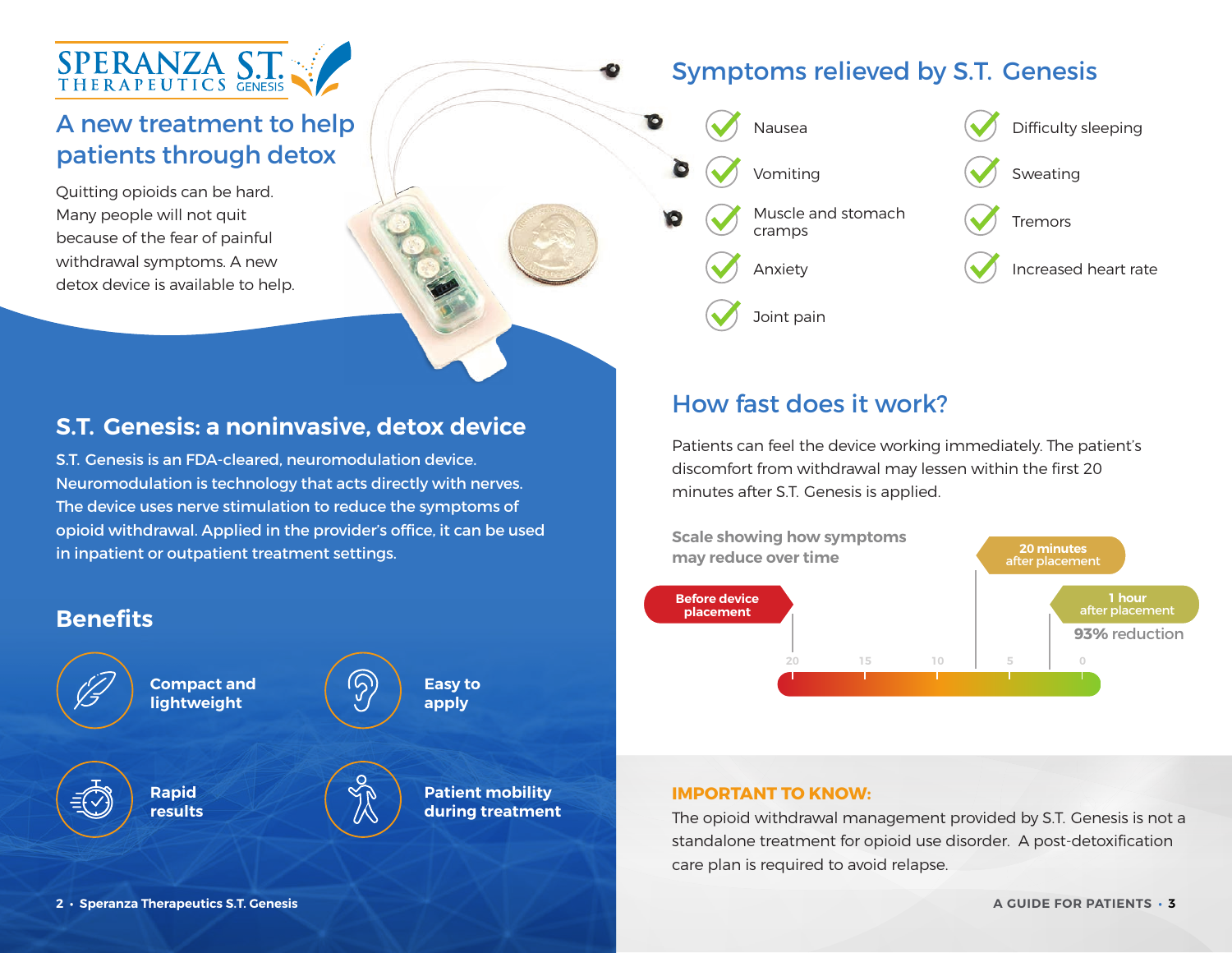SPERANZA S.T.
THERAPEUTICS GENESIS

## A new treatment to help patients through detox

Quitting opioids can be hard. Many people will not quit because of the fear of painful withdrawal symptoms. A new detox device is available to help.

## S.T. Genesis: a noninvasive, detox device

S.T. Genesis is an FDA-cleared, neuromodulation device. Neuromodulation is technology that acts directly with nerves. The device uses nerve stimulation to reduce the symptoms of opioid withdrawal. Applied in the provider's office, it can be used in inpatient or outpatient treatment settings.

## Benefits

- **Compact and lightweight**
- **Easy to apply**
- **Rapid results**
- **Patient mobility during treatment**

## Symptoms relieved by S.T. Genesis

- Nausea
- Vomiting
- Muscle and stomach cramps
- Anxiety
- Joint pain
- Difficulty sleeping
- Sweating
- Tremors
- Increased heart rate

## How fast does it work?

Patients can feel the device working immediately. The patient's discomfort from withdrawal may lessen within the first 20 minutes after S.T. Genesis is applied.

**Scale showing how symptoms may reduce over time**

- Before device placement: 20
- 20 minutes after placement
- 1 hour after placement: 93% reduction

Scale: 20 – 15 – 10 – 5 – 0

**IMPORTANT TO KNOW:**

The opioid withdrawal management provided by S.T. Genesis is not a standalone treatment for opioid use disorder. A post-detoxification care plan is required to avoid relapse.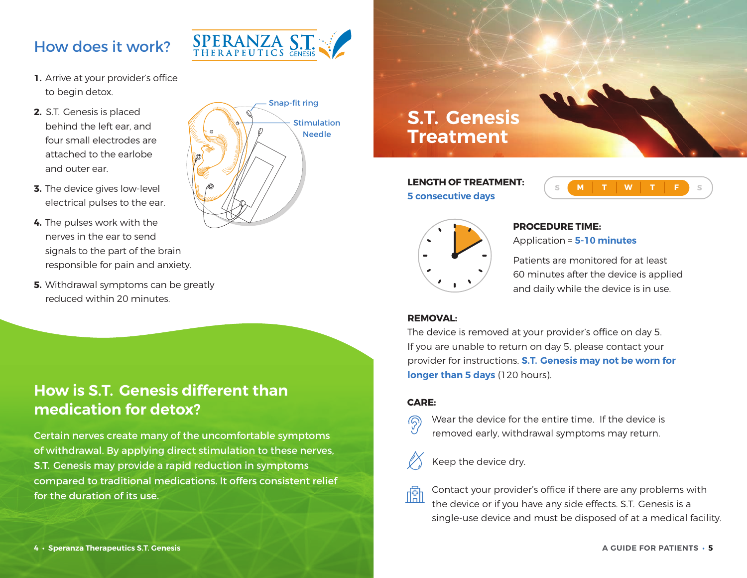## How does it work?

1. Arrive at your provider's office to begin detox.
2. S.T. Genesis is placed behind the left ear, and four small electrodes are attached to the earlobe and outer ear.
3. The device gives low-level electrical pulses to the ear.
4. The pulses work with the nerves in the ear to send signals to the part of the brain responsible for pain and anxiety.
5. Withdrawal symptoms can be greatly reduced within 20 minutes.

Snap-fit ring

Stimulation Needle

## How is S.T. Genesis different than medication for detox?

Certain nerves create many of the uncomfortable symptoms of withdrawal. By applying direct stimulation to these nerves, S.T. Genesis may provide a rapid reduction in symptoms compared to traditional medications. It offers consistent relief for the duration of its use.

## S.T. Genesis Treatment

**LENGTH OF TREATMENT:**
**5 consecutive days**

S M T W T F S

**PROCEDURE TIME:**
Application = **5-10 minutes**

Patients are monitored for at least 60 minutes after the device is applied and daily while the device is in use.

**REMOVAL:**
The device is removed at your provider's office on day 5. If you are unable to return on day 5, please contact your provider for instructions. **S.T. Genesis may not be worn for longer than 5 days** (120 hours).

**CARE:**

- Wear the device for the entire time. If the device is removed early, withdrawal symptoms may return.
- Keep the device dry.
- Contact your provider's office if there are any problems with the device or if you have any side effects. S.T. Genesis is a single-use device and must be disposed of at a medical facility.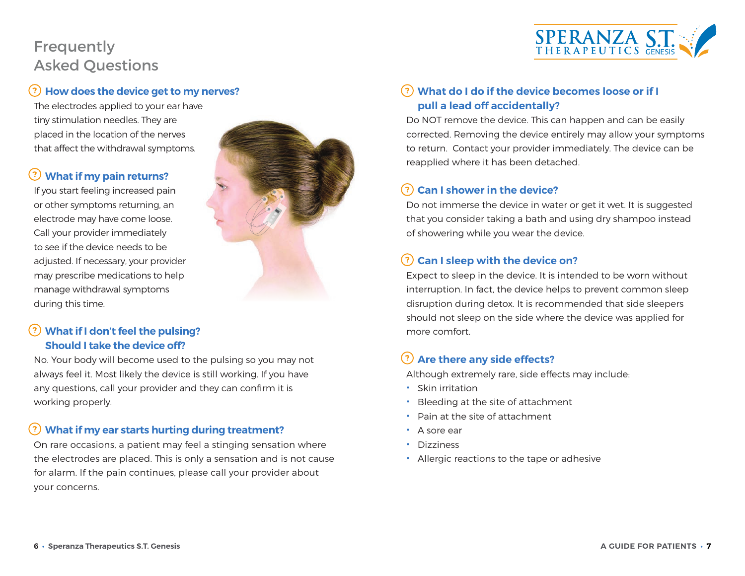# Frequently Asked Questions

### How does the device get to my nerves?

The electrodes applied to your ear have tiny stimulation needles. They are placed in the location of the nerves that affect the withdrawal symptoms.

### What if my pain returns?

If you start feeling increased pain or other symptoms returning, an electrode may have come loose. Call your provider immediately to see if the device needs to be adjusted. If necessary, your provider may prescribe medications to help manage withdrawal symptoms during this time.

### What if I don't feel the pulsing? Should I take the device off?

No. Your body will become used to the pulsing so you may not always feel it. Most likely the device is still working. If you have any questions, call your provider and they can confirm it is working properly.

### What if my ear starts hurting during treatment?

On rare occasions, a patient may feel a stinging sensation where the electrodes are placed. This is only a sensation and is not cause for alarm. If the pain continues, please call your provider about your concerns.

### What do I do if the device becomes loose or if I pull a lead off accidentally?

Do NOT remove the device. This can happen and can be easily corrected. Removing the device entirely may allow your symptoms to return. Contact your provider immediately. The device can be reapplied where it has been detached.

### Can I shower in the device?

Do not immerse the device in water or get it wet. It is suggested that you consider taking a bath and using dry shampoo instead of showering while you wear the device.

### Can I sleep with the device on?

Expect to sleep in the device. It is intended to be worn without interruption. In fact, the device helps to prevent common sleep disruption during detox. It is recommended that side sleepers should not sleep on the side where the device was applied for more comfort.

### Are there any side effects?

Although extremely rare, side effects may include:

- Skin irritation
- Bleeding at the site of attachment
- Pain at the site of attachment
- A sore ear
- Dizziness
- Allergic reactions to the tape or adhesive